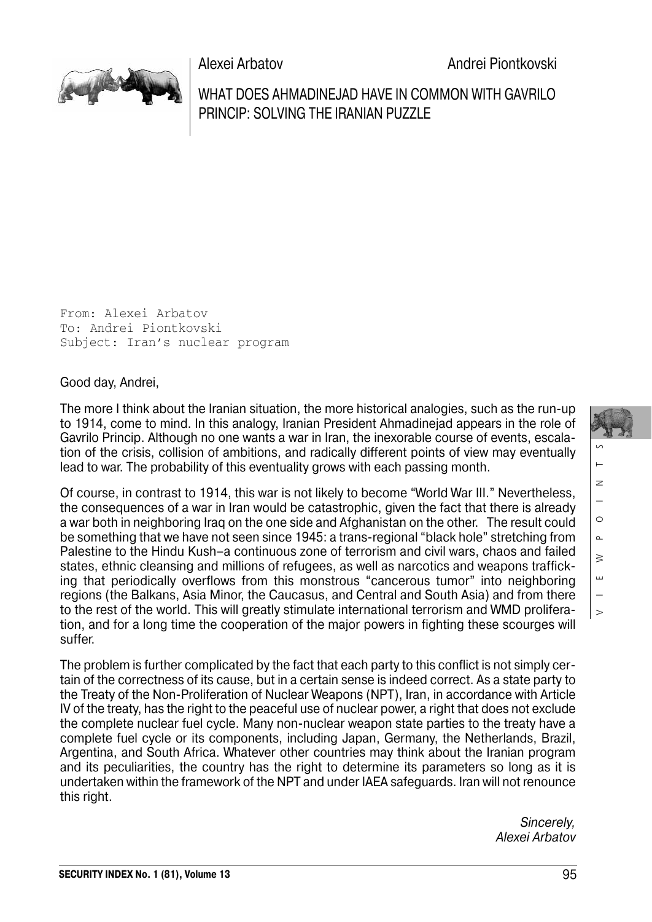Alexei Arbatov    Andrei Piontkovski

# WHAT DOES AHMADINEJAD HAVE IN COMMON WITH GAVRILO PRINCIP: SOLVING THE IRANIAN PUZZLE

```
From: Alexei Arbatov
To: Andrei Piontkovski
Subject: Iran's nuclear program
```

Good day, Andrei,

The more I think about the Iranian situation, the more historical analogies, such as the run-up to 1914, come to mind. In this analogy, Iranian President Ahmadinejad appears in the role of Gavrilo Princip. Although no one wants a war in Iran, the inexorable course of events, escalation of the crisis, collision of ambitions, and radically different points of view may eventually lead to war. The probability of this eventuality grows with each passing month.

Of course, in contrast to 1914, this war is not likely to become "World War III." Nevertheless, the consequences of a war in Iran would be catastrophic, given the fact that there is already a war both in neighboring Iraq on the one side and Afghanistan on the other. The result could be something that we have not seen since 1945: a trans-regional "black hole" stretching from Palestine to the Hindu Kush–a continuous zone of terrorism and civil wars, chaos and failed states, ethnic cleansing and millions of refugees, as well as narcotics and weapons trafficking that periodically overflows from this monstrous "cancerous tumor" into neighboring regions (the Balkans, Asia Minor, the Caucasus, and Central and South Asia) and from there to the rest of the world. This will greatly stimulate international terrorism and WMD proliferation, and for a long time the cooperation of the major powers in fighting these scourges will suffer.

The problem is further complicated by the fact that each party to this conflict is not simply certain of the correctness of its cause, but in a certain sense is indeed correct. As a state party to the Treaty of the Non-Proliferation of Nuclear Weapons (NPT), Iran, in accordance with Article IV of the treaty, has the right to the peaceful use of nuclear power, a right that does not exclude the complete nuclear fuel cycle. Many non-nuclear weapon state parties to the treaty have a complete fuel cycle or its components, including Japan, Germany, the Netherlands, Brazil, Argentina, and South Africa. Whatever other countries may think about the Iranian program and its peculiarities, the country has the right to determine its parameters so long as it is undertaken within the framework of the NPT and under IAEA safeguards. Iran will not renounce this right.

*Sincerely,*
*Alexei Arbatov*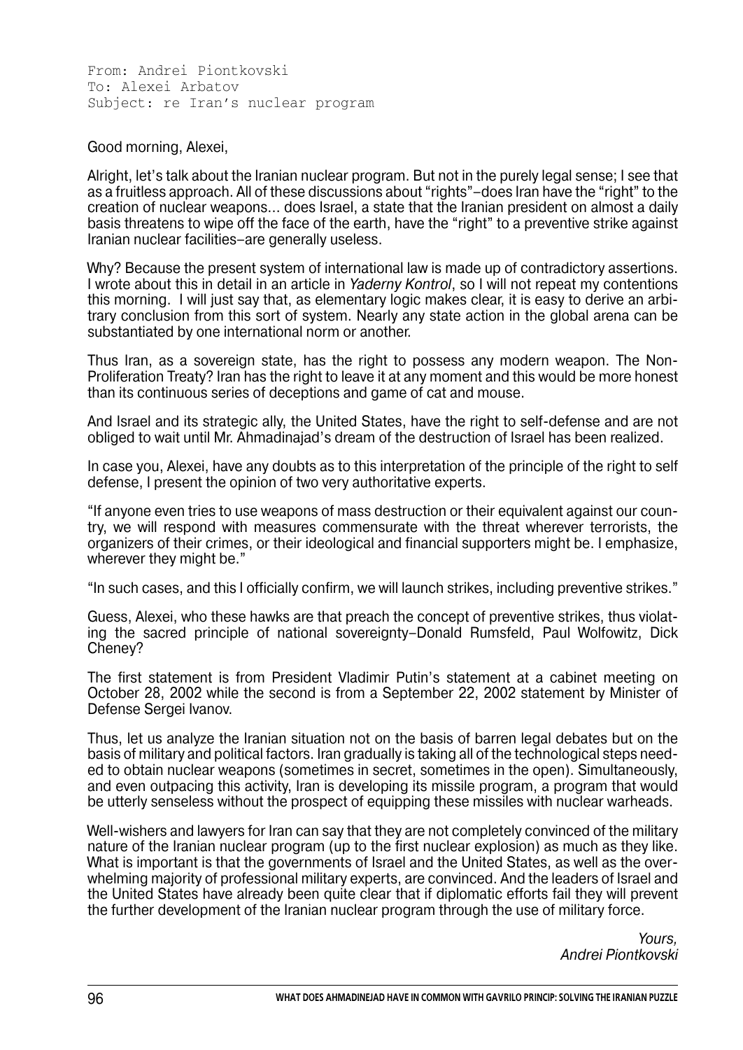```
From: Andrei Piontkovski
To: Alexei Arbatov
Subject: re Iran's nuclear program
```

Good morning, Alexei,

Alright, let's talk about the Iranian nuclear program. But not in the purely legal sense; I see that as a fruitless approach. All of these discussions about "rights"–does Iran have the "right" to the creation of nuclear weapons... does Israel, a state that the Iranian president on almost a daily basis threatens to wipe off the face of the earth, have the "right" to a preventive strike against Iranian nuclear facilities–are generally useless.

Why? Because the present system of international law is made up of contradictory assertions. I wrote about this in detail in an article in *Yaderny Kontrol*, so I will not repeat my contentions this morning. I will just say that, as elementary logic makes clear, it is easy to derive an arbitrary conclusion from this sort of system. Nearly any state action in the global arena can be substantiated by one international norm or another.

Thus Iran, as a sovereign state, has the right to possess any modern weapon. The Non-Proliferation Treaty? Iran has the right to leave it at any moment and this would be more honest than its continuous series of deceptions and game of cat and mouse.

And Israel and its strategic ally, the United States, have the right to self-defense and are not obliged to wait until Mr. Ahmadinajad's dream of the destruction of Israel has been realized.

In case you, Alexei, have any doubts as to this interpretation of the principle of the right to self defense, I present the opinion of two very authoritative experts.

"If anyone even tries to use weapons of mass destruction or their equivalent against our country, we will respond with measures commensurate with the threat wherever terrorists, the organizers of their crimes, or their ideological and financial supporters might be. I emphasize, wherever they might be."

"In such cases, and this I officially confirm, we will launch strikes, including preventive strikes."

Guess, Alexei, who these hawks are that preach the concept of preventive strikes, thus violating the sacred principle of national sovereignty–Donald Rumsfeld, Paul Wolfowitz, Dick Cheney?

The first statement is from President Vladimir Putin's statement at a cabinet meeting on October 28, 2002 while the second is from a September 22, 2002 statement by Minister of Defense Sergei Ivanov.

Thus, let us analyze the Iranian situation not on the basis of barren legal debates but on the basis of military and political factors. Iran gradually is taking all of the technological steps needed to obtain nuclear weapons (sometimes in secret, sometimes in the open). Simultaneously, and even outpacing this activity, Iran is developing its missile program, a program that would be utterly senseless without the prospect of equipping these missiles with nuclear warheads.

Well-wishers and lawyers for Iran can say that they are not completely convinced of the military nature of the Iranian nuclear program (up to the first nuclear explosion) as much as they like. What is important is that the governments of Israel and the United States, as well as the overwhelming majority of professional military experts, are convinced. And the leaders of Israel and the United States have already been quite clear that if diplomatic efforts fail they will prevent the further development of the Iranian nuclear program through the use of military force.

*Yours,*
*Andrei Piontkovski*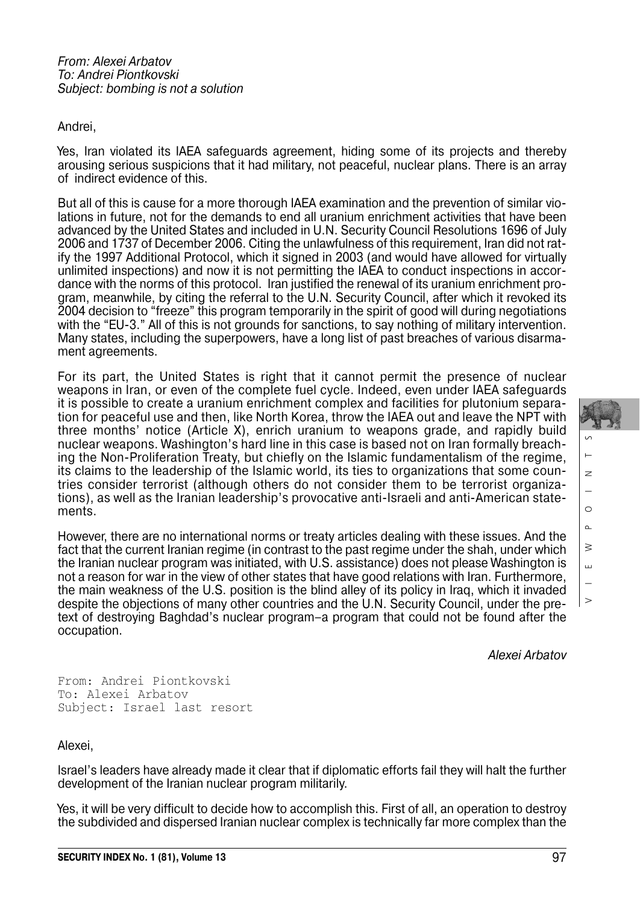*From: Alexei Arbatov*
*To: Andrei Piontkovski*
*Subject: bombing is not a solution*

Andrei,

Yes, Iran violated its IAEA safeguards agreement, hiding some of its projects and thereby arousing serious suspicions that it had military, not peaceful, nuclear plans. There is an array of indirect evidence of this.

But all of this is cause for a more thorough IAEA examination and the prevention of similar violations in future, not for the demands to end all uranium enrichment activities that have been advanced by the United States and included in U.N. Security Council Resolutions 1696 of July 2006 and 1737 of December 2006. Citing the unlawfulness of this requirement, Iran did not ratify the 1997 Additional Protocol, which it signed in 2003 (and would have allowed for virtually unlimited inspections) and now it is not permitting the IAEA to conduct inspections in accordance with the norms of this protocol. Iran justified the renewal of its uranium enrichment program, meanwhile, by citing the referral to the U.N. Security Council, after which it revoked its 2004 decision to "freeze" this program temporarily in the spirit of good will during negotiations with the "EU-3." All of this is not grounds for sanctions, to say nothing of military intervention. Many states, including the superpowers, have a long list of past breaches of various disarmament agreements.

For its part, the United States is right that it cannot permit the presence of nuclear weapons in Iran, or even of the complete fuel cycle. Indeed, even under IAEA safeguards it is possible to create a uranium enrichment complex and facilities for plutonium separation for peaceful use and then, like North Korea, throw the IAEA out and leave the NPT with three months' notice (Article X), enrich uranium to weapons grade, and rapidly build nuclear weapons. Washington's hard line in this case is based not on Iran formally breaching the Non-Proliferation Treaty, but chiefly on the Islamic fundamentalism of the regime, its claims to the leadership of the Islamic world, its ties to organizations that some countries consider terrorist (although others do not consider them to be terrorist organizations), as well as the Iranian leadership's provocative anti-Israeli and anti-American statements.

However, there are no international norms or treaty articles dealing with these issues. And the fact that the current Iranian regime (in contrast to the past regime under the shah, under which the Iranian nuclear program was initiated, with U.S. assistance) does not please Washington is not a reason for war in the view of other states that have good relations with Iran. Furthermore, the main weakness of the U.S. position is the blind alley of its policy in Iraq, which it invaded despite the objections of many other countries and the U.N. Security Council, under the pretext of destroying Baghdad's nuclear program–a program that could not be found after the occupation.

*Alexei Arbatov*

From: Andrei Piontkovski
To: Alexei Arbatov
Subject: Israel last resort

Alexei,

Israel's leaders have already made it clear that if diplomatic efforts fail they will halt the further development of the Iranian nuclear program militarily.

Yes, it will be very difficult to decide how to accomplish this. First of all, an operation to destroy the subdivided and dispersed Iranian nuclear complex is technically far more complex than the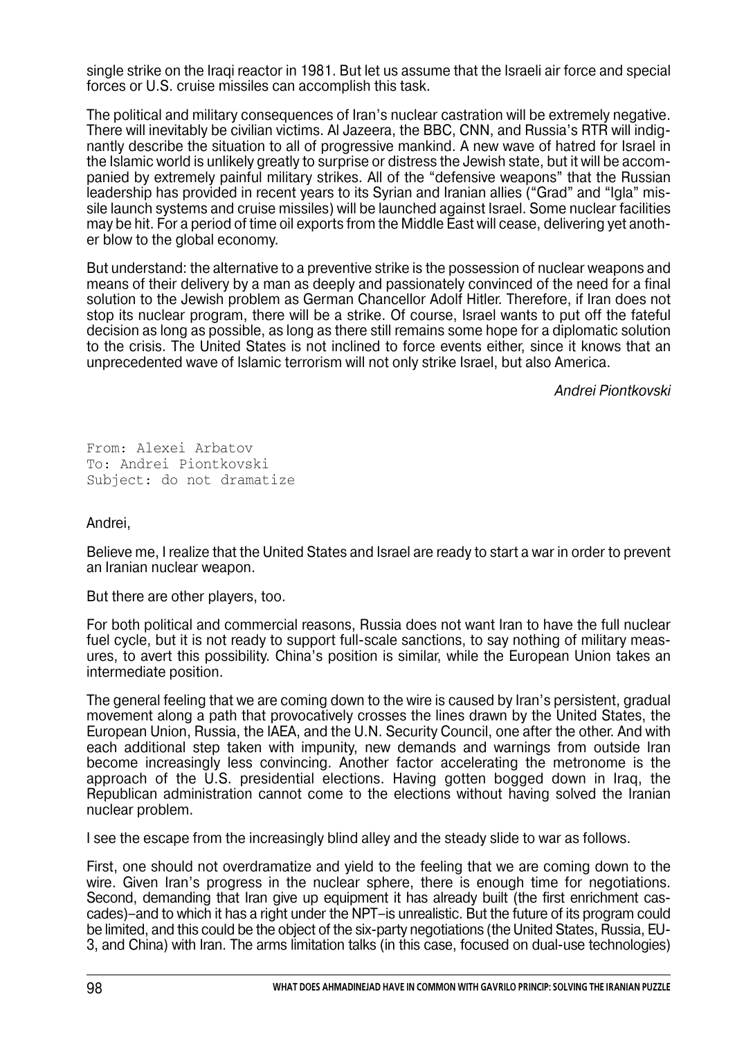single strike on the Iraqi reactor in 1981. But let us assume that the Israeli air force and special forces or U.S. cruise missiles can accomplish this task.

The political and military consequences of Iran's nuclear castration will be extremely negative. There will inevitably be civilian victims. Al Jazeera, the BBC, CNN, and Russia's RTR will indignantly describe the situation to all of progressive mankind. A new wave of hatred for Israel in the Islamic world is unlikely greatly to surprise or distress the Jewish state, but it will be accompanied by extremely painful military strikes. All of the "defensive weapons" that the Russian leadership has provided in recent years to its Syrian and Iranian allies ("Grad" and "Igla" missile launch systems and cruise missiles) will be launched against Israel. Some nuclear facilities may be hit. For a period of time oil exports from the Middle East will cease, delivering yet another blow to the global economy.

But understand: the alternative to a preventive strike is the possession of nuclear weapons and means of their delivery by a man as deeply and passionately convinced of the need for a final solution to the Jewish problem as German Chancellor Adolf Hitler. Therefore, if Iran does not stop its nuclear program, there will be a strike. Of course, Israel wants to put off the fateful decision as long as possible, as long as there still remains some hope for a diplomatic solution to the crisis. The United States is not inclined to force events either, since it knows that an unprecedented wave of Islamic terrorism will not only strike Israel, but also America.

*Andrei Piontkovski*

```
From: Alexei Arbatov
To: Andrei Piontkovski
Subject: do not dramatize
```

Andrei,

Believe me, I realize that the United States and Israel are ready to start a war in order to prevent an Iranian nuclear weapon.

But there are other players, too.

For both political and commercial reasons, Russia does not want Iran to have the full nuclear fuel cycle, but it is not ready to support full-scale sanctions, to say nothing of military measures, to avert this possibility. China's position is similar, while the European Union takes an intermediate position.

The general feeling that we are coming down to the wire is caused by Iran's persistent, gradual movement along a path that provocatively crosses the lines drawn by the United States, the European Union, Russia, the IAEA, and the U.N. Security Council, one after the other. And with each additional step taken with impunity, new demands and warnings from outside Iran become increasingly less convincing. Another factor accelerating the metronome is the approach of the U.S. presidential elections. Having gotten bogged down in Iraq, the Republican administration cannot come to the elections without having solved the Iranian nuclear problem.

I see the escape from the increasingly blind alley and the steady slide to war as follows.

First, one should not overdramatize and yield to the feeling that we are coming down to the wire. Given Iran's progress in the nuclear sphere, there is enough time for negotiations. Second, demanding that Iran give up equipment it has already built (the first enrichment cascades)–and to which it has a right under the NPT–is unrealistic. But the future of its program could be limited, and this could be the object of the six-party negotiations (the United States, Russia, EU-3, and China) with Iran. The arms limitation talks (in this case, focused on dual-use technologies)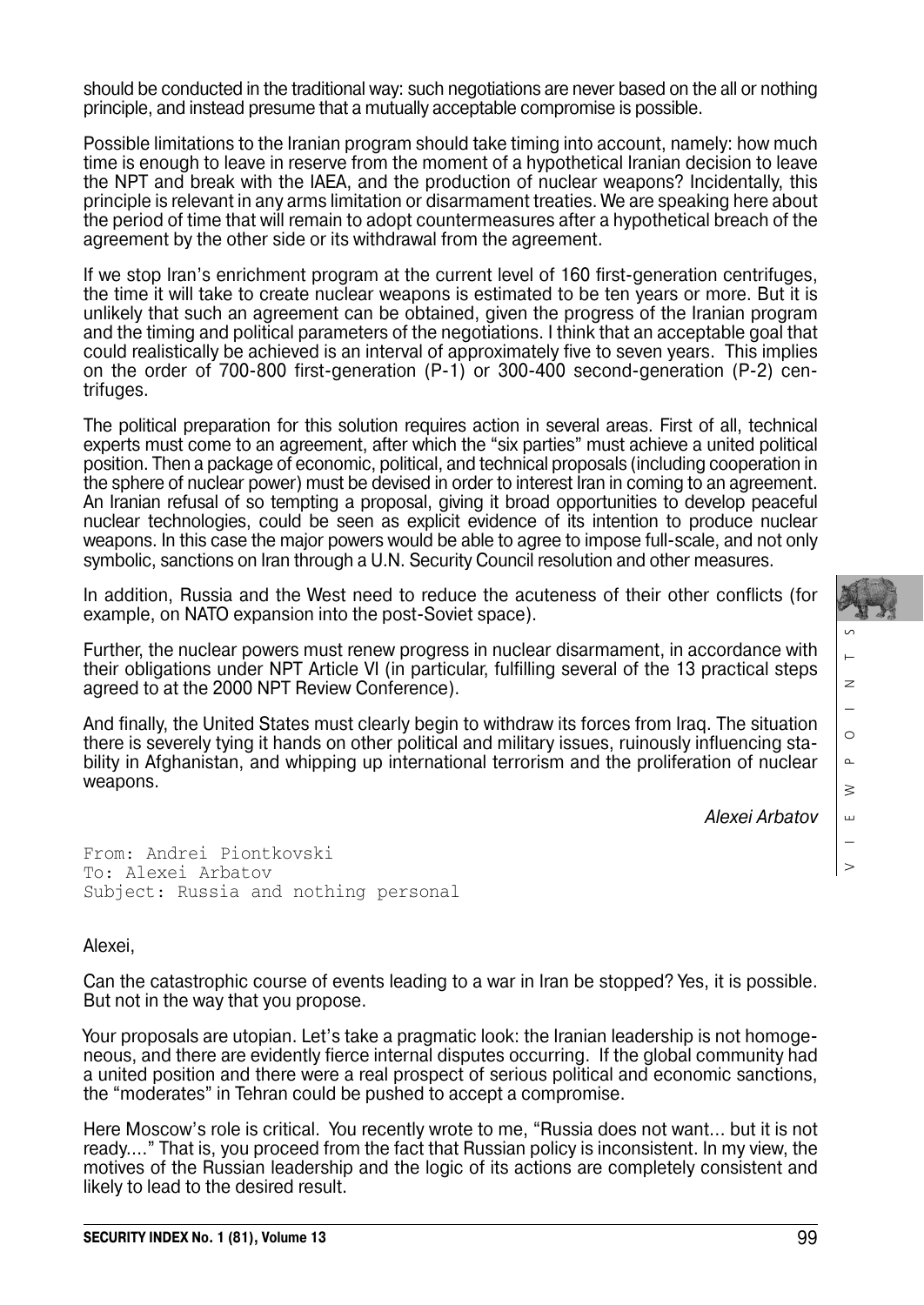should be conducted in the traditional way: such negotiations are never based on the all or nothing principle, and instead presume that a mutually acceptable compromise is possible.

Possible limitations to the Iranian program should take timing into account, namely: how much time is enough to leave in reserve from the moment of a hypothetical Iranian decision to leave the NPT and break with the IAEA, and the production of nuclear weapons? Incidentally, this principle is relevant in any arms limitation or disarmament treaties. We are speaking here about the period of time that will remain to adopt countermeasures after a hypothetical breach of the agreement by the other side or its withdrawal from the agreement.

If we stop Iran's enrichment program at the current level of 160 first-generation centrifuges, the time it will take to create nuclear weapons is estimated to be ten years or more. But it is unlikely that such an agreement can be obtained, given the progress of the Iranian program and the timing and political parameters of the negotiations. I think that an acceptable goal that could realistically be achieved is an interval of approximately five to seven years. This implies on the order of 700-800 first-generation (P-1) or 300-400 second-generation (P-2) centrifuges.

The political preparation for this solution requires action in several areas. First of all, technical experts must come to an agreement, after which the "six parties" must achieve a united political position. Then a package of economic, political, and technical proposals (including cooperation in the sphere of nuclear power) must be devised in order to interest Iran in coming to an agreement. An Iranian refusal of so tempting a proposal, giving it broad opportunities to develop peaceful nuclear technologies, could be seen as explicit evidence of its intention to produce nuclear weapons. In this case the major powers would be able to agree to impose full-scale, and not only symbolic, sanctions on Iran through a U.N. Security Council resolution and other measures.

In addition, Russia and the West need to reduce the acuteness of their other conflicts (for example, on NATO expansion into the post-Soviet space).

Further, the nuclear powers must renew progress in nuclear disarmament, in accordance with their obligations under NPT Article VI (in particular, fulfilling several of the 13 practical steps agreed to at the 2000 NPT Review Conference).

And finally, the United States must clearly begin to withdraw its forces from Iraq. The situation there is severely tying it hands on other political and military issues, ruinously influencing stability in Afghanistan, and whipping up international terrorism and the proliferation of nuclear weapons.

*Alexei Arbatov*

```
From: Andrei Piontkovski
To: Alexei Arbatov
Subject: Russia and nothing personal
```

Alexei,

Can the catastrophic course of events leading to a war in Iran be stopped? Yes, it is possible. But not in the way that you propose.

Your proposals are utopian. Let's take a pragmatic look: the Iranian leadership is not homogeneous, and there are evidently fierce internal disputes occurring. If the global community had a united position and there were a real prospect of serious political and economic sanctions, the "moderates" in Tehran could be pushed to accept a compromise.

Here Moscow's role is critical. You recently wrote to me, "Russia does not want... but it is not ready...." That is, you proceed from the fact that Russian policy is inconsistent. In my view, the motives of the Russian leadership and the logic of its actions are completely consistent and likely to lead to the desired result.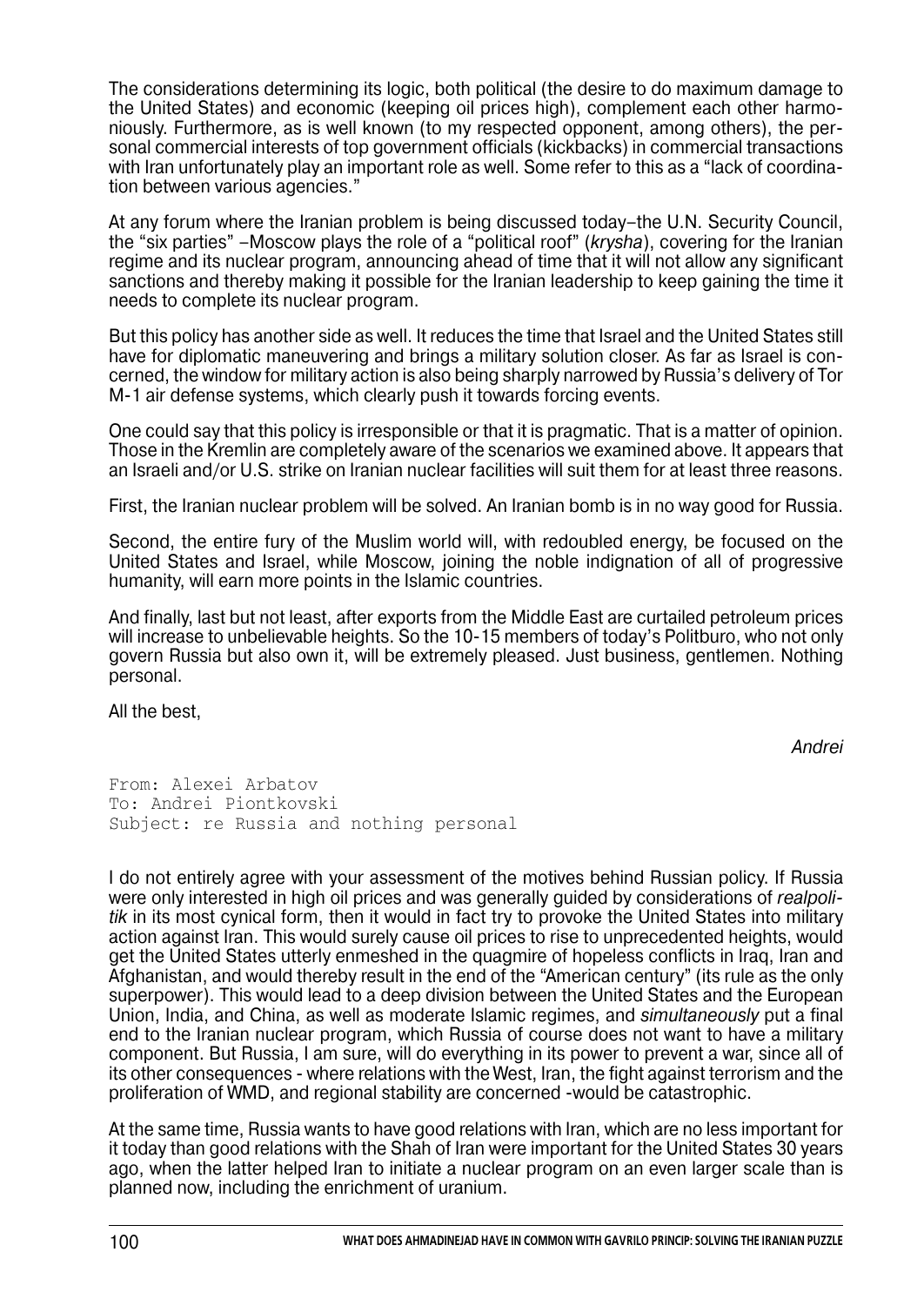The considerations determining its logic, both political (the desire to do maximum damage to the United States) and economic (keeping oil prices high), complement each other harmoniously. Furthermore, as is well known (to my respected opponent, among others), the personal commercial interests of top government officials (kickbacks) in commercial transactions with Iran unfortunately play an important role as well. Some refer to this as a "lack of coordination between various agencies."

At any forum where the Iranian problem is being discussed today–the U.N. Security Council, the "six parties" –Moscow plays the role of a "political roof" (*krysha*), covering for the Iranian regime and its nuclear program, announcing ahead of time that it will not allow any significant sanctions and thereby making it possible for the Iranian leadership to keep gaining the time it needs to complete its nuclear program.

But this policy has another side as well. It reduces the time that Israel and the United States still have for diplomatic maneuvering and brings a military solution closer. As far as Israel is concerned, the window for military action is also being sharply narrowed by Russia's delivery of Tor M-1 air defense systems, which clearly push it towards forcing events.

One could say that this policy is irresponsible or that it is pragmatic. That is a matter of opinion. Those in the Kremlin are completely aware of the scenarios we examined above. It appears that an Israeli and/or U.S. strike on Iranian nuclear facilities will suit them for at least three reasons.

First, the Iranian nuclear problem will be solved. An Iranian bomb is in no way good for Russia.

Second, the entire fury of the Muslim world will, with redoubled energy, be focused on the United States and Israel, while Moscow, joining the noble indignation of all of progressive humanity, will earn more points in the Islamic countries.

And finally, last but not least, after exports from the Middle East are curtailed petroleum prices will increase to unbelievable heights. So the 10-15 members of today's Politburo, who not only govern Russia but also own it, will be extremely pleased. Just business, gentlemen. Nothing personal.

All the best,

*Andrei*

```
From: Alexei Arbatov
To: Andrei Piontkovski
Subject: re Russia and nothing personal
```

I do not entirely agree with your assessment of the motives behind Russian policy. If Russia were only interested in high oil prices and was generally guided by considerations of *realpolitik* in its most cynical form, then it would in fact try to provoke the United States into military action against Iran. This would surely cause oil prices to rise to unprecedented heights, would get the United States utterly enmeshed in the quagmire of hopeless conflicts in Iraq, Iran and Afghanistan, and would thereby result in the end of the "American century" (its rule as the only superpower). This would lead to a deep division between the United States and the European Union, India, and China, as well as moderate Islamic regimes, and *simultaneously* put a final end to the Iranian nuclear program, which Russia of course does not want to have a military component. But Russia, I am sure, will do everything in its power to prevent a war, since all of its other consequences - where relations with the West, Iran, the fight against terrorism and the proliferation of WMD, and regional stability are concerned -would be catastrophic.

At the same time, Russia wants to have good relations with Iran, which are no less important for it today than good relations with the Shah of Iran were important for the United States 30 years ago, when the latter helped Iran to initiate a nuclear program on an even larger scale than is planned now, including the enrichment of uranium.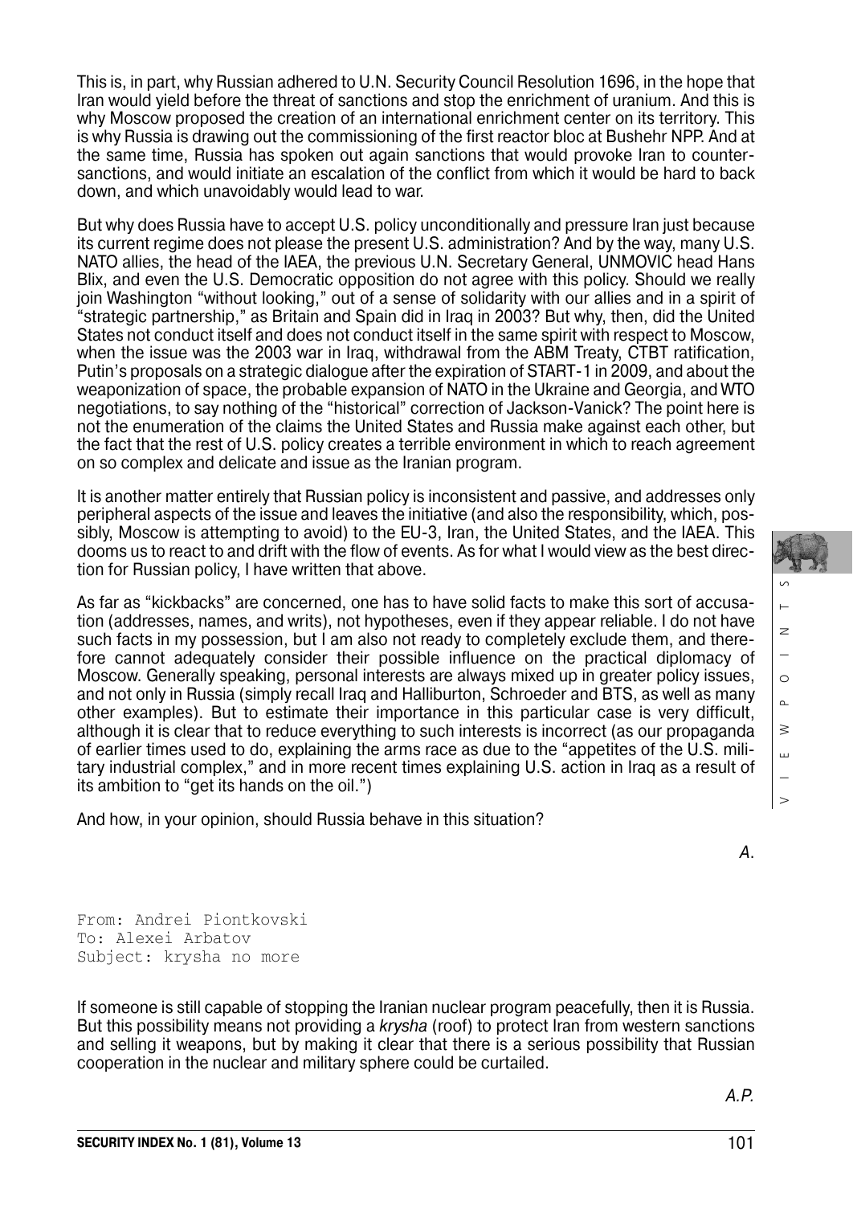This is, in part, why Russian adhered to U.N. Security Council Resolution 1696, in the hope that Iran would yield before the threat of sanctions and stop the enrichment of uranium. And this is why Moscow proposed the creation of an international enrichment center on its territory. This is why Russia is drawing out the commissioning of the first reactor bloc at Bushehr NPP. And at the same time, Russia has spoken out again sanctions that would provoke Iran to counter-sanctions, and would initiate an escalation of the conflict from which it would be hard to back down, and which unavoidably would lead to war.

But why does Russia have to accept U.S. policy unconditionally and pressure Iran just because its current regime does not please the present U.S. administration? And by the way, many U.S. NATO allies, the head of the IAEA, the previous U.N. Secretary General, UNMOVIC head Hans Blix, and even the U.S. Democratic opposition do not agree with this policy. Should we really join Washington "without looking," out of a sense of solidarity with our allies and in a spirit of "strategic partnership," as Britain and Spain did in Iraq in 2003? But why, then, did the United States not conduct itself and does not conduct itself in the same spirit with respect to Moscow, when the issue was the 2003 war in Iraq, withdrawal from the ABM Treaty, CTBT ratification, Putin's proposals on a strategic dialogue after the expiration of START-1 in 2009, and about the weaponization of space, the probable expansion of NATO in the Ukraine and Georgia, and WTO negotiations, to say nothing of the "historical" correction of Jackson-Vanick? The point here is not the enumeration of the claims the United States and Russia make against each other, but the fact that the rest of U.S. policy creates a terrible environment in which to reach agreement on so complex and delicate and issue as the Iranian program.

It is another matter entirely that Russian policy is inconsistent and passive, and addresses only peripheral aspects of the issue and leaves the initiative (and also the responsibility, which, possibly, Moscow is attempting to avoid) to the EU-3, Iran, the United States, and the IAEA. This dooms us to react to and drift with the flow of events. As for what I would view as the best direction for Russian policy, I have written that above.

As far as "kickbacks" are concerned, one has to have solid facts to make this sort of accusation (addresses, names, and writs), not hypotheses, even if they appear reliable. I do not have such facts in my possession, but I am also not ready to completely exclude them, and therefore cannot adequately consider their possible influence on the practical diplomacy of Moscow. Generally speaking, personal interests are always mixed up in greater policy issues, and not only in Russia (simply recall Iraq and Halliburton, Schroeder and BTS, as well as many other examples). But to estimate their importance in this particular case is very difficult, although it is clear that to reduce everything to such interests is incorrect (as our propaganda of earlier times used to do, explaining the arms race as due to the "appetites of the U.S. military industrial complex," and in more recent times explaining U.S. action in Iraq as a result of its ambition to "get its hands on the oil.")

And how, in your opinion, should Russia behave in this situation?

*A.*

```
From: Andrei Piontkovski
To: Alexei Arbatov
Subject: krysha no more
```

If someone is still capable of stopping the Iranian nuclear program peacefully, then it is Russia. But this possibility means not providing a *krysha* (roof) to protect Iran from western sanctions and selling it weapons, but by making it clear that there is a serious possibility that Russian cooperation in the nuclear and military sphere could be curtailed.

*A.P.*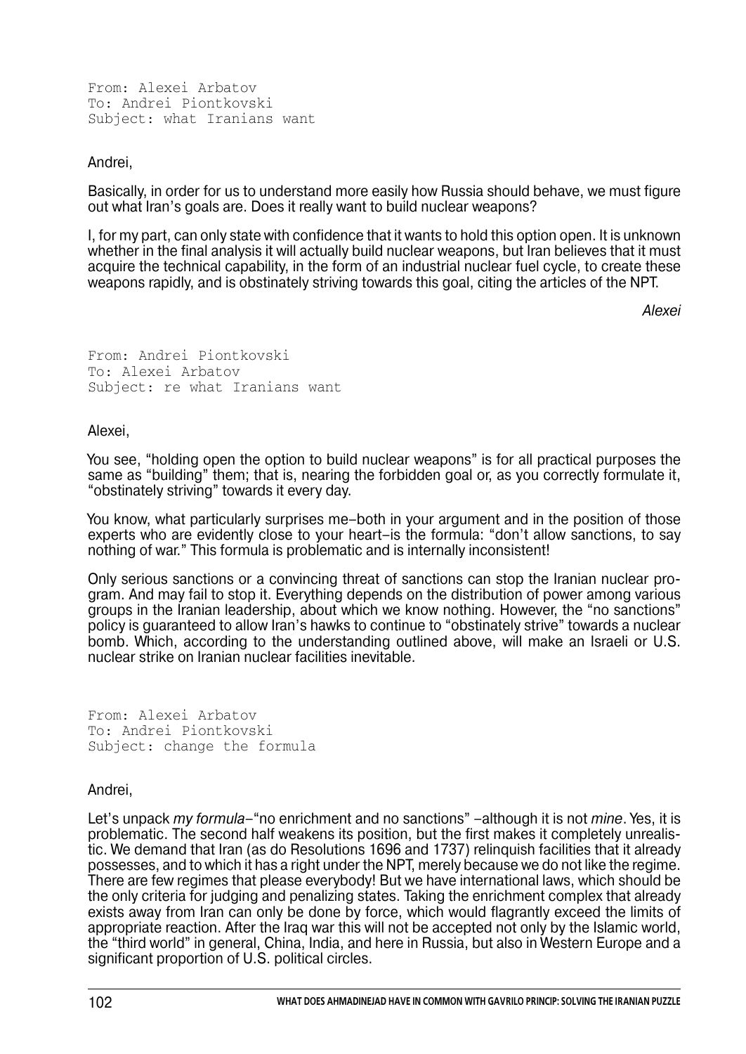```
From: Alexei Arbatov
To: Andrei Piontkovski
Subject: what Iranians want
```

Andrei,

Basically, in order for us to understand more easily how Russia should behave, we must figure out what Iran's goals are. Does it really want to build nuclear weapons?

I, for my part, can only state with confidence that it wants to hold this option open. It is unknown whether in the final analysis it will actually build nuclear weapons, but Iran believes that it must acquire the technical capability, in the form of an industrial nuclear fuel cycle, to create these weapons rapidly, and is obstinately striving towards this goal, citing the articles of the NPT.

*Alexei*

```
From: Andrei Piontkovski
To: Alexei Arbatov
Subject: re what Iranians want
```

Alexei,

You see, "holding open the option to build nuclear weapons" is for all practical purposes the same as "building" them; that is, nearing the forbidden goal or, as you correctly formulate it, "obstinately striving" towards it every day.

You know, what particularly surprises me–both in your argument and in the position of those experts who are evidently close to your heart–is the formula: "don't allow sanctions, to say nothing of war." This formula is problematic and is internally inconsistent!

Only serious sanctions or a convincing threat of sanctions can stop the Iranian nuclear program. And may fail to stop it. Everything depends on the distribution of power among various groups in the Iranian leadership, about which we know nothing. However, the "no sanctions" policy is guaranteed to allow Iran's hawks to continue to "obstinately strive" towards a nuclear bomb. Which, according to the understanding outlined above, will make an Israeli or U.S. nuclear strike on Iranian nuclear facilities inevitable.

```
From: Alexei Arbatov
To: Andrei Piontkovski
Subject: change the formula
```

Andrei,

Let's unpack *my formula*–"no enrichment and no sanctions" –although it is not *mine*. Yes, it is problematic. The second half weakens its position, but the first makes it completely unrealistic. We demand that Iran (as do Resolutions 1696 and 1737) relinquish facilities that it already possesses, and to which it has a right under the NPT, merely because we do not like the regime. There are few regimes that please everybody! But we have international laws, which should be the only criteria for judging and penalizing states. Taking the enrichment complex that already exists away from Iran can only be done by force, which would flagrantly exceed the limits of appropriate reaction. After the Iraq war this will not be accepted not only by the Islamic world, the "third world" in general, China, India, and here in Russia, but also in Western Europe and a significant proportion of U.S. political circles.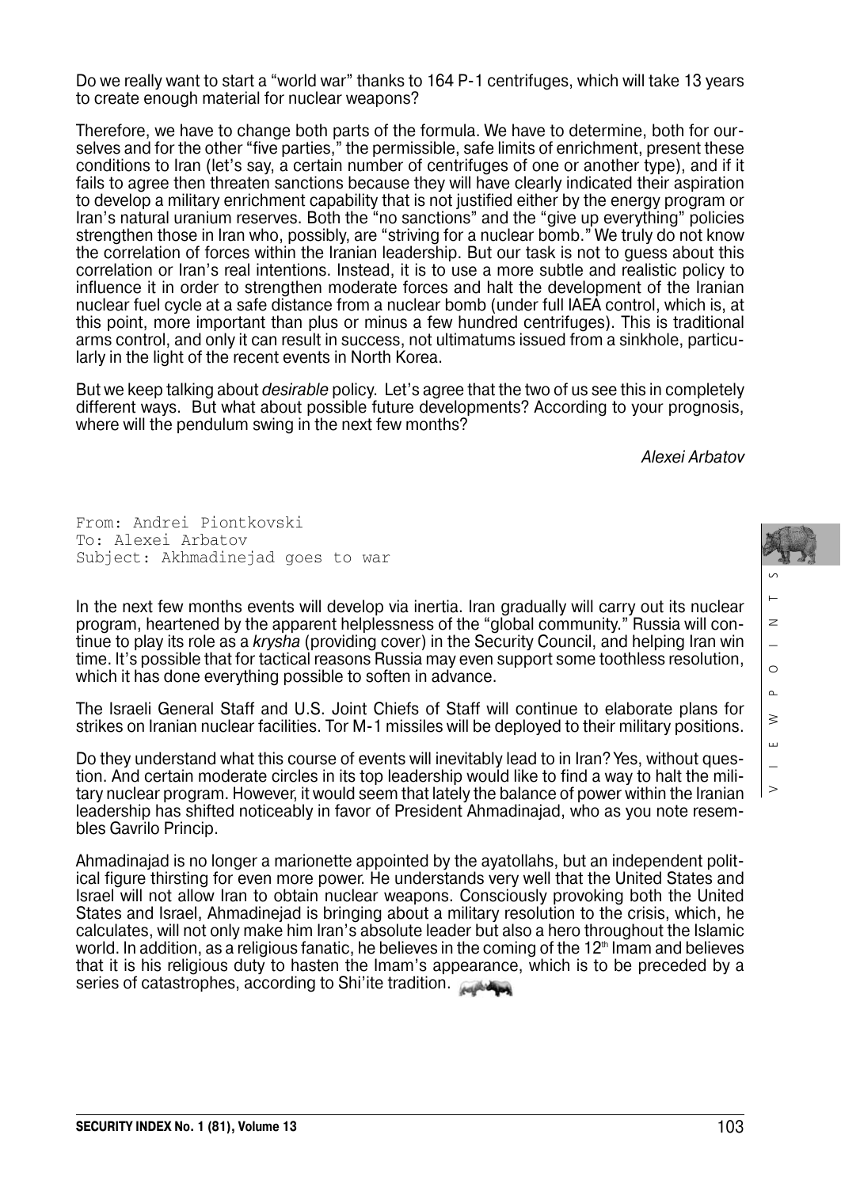Do we really want to start a "world war" thanks to 164 P-1 centrifuges, which will take 13 years to create enough material for nuclear weapons?

Therefore, we have to change both parts of the formula. We have to determine, both for ourselves and for the other "five parties," the permissible, safe limits of enrichment, present these conditions to Iran (let's say, a certain number of centrifuges of one or another type), and if it fails to agree then threaten sanctions because they will have clearly indicated their aspiration to develop a military enrichment capability that is not justified either by the energy program or Iran's natural uranium reserves. Both the "no sanctions" and the "give up everything" policies strengthen those in Iran who, possibly, are "striving for a nuclear bomb." We truly do not know the correlation of forces within the Iranian leadership. But our task is not to guess about this correlation or Iran's real intentions. Instead, it is to use a more subtle and realistic policy to influence it in order to strengthen moderate forces and halt the development of the Iranian nuclear fuel cycle at a safe distance from a nuclear bomb (under full IAEA control, which is, at this point, more important than plus or minus a few hundred centrifuges). This is traditional arms control, and only it can result in success, not ultimatums issued from a sinkhole, particularly in the light of the recent events in North Korea.

But we keep talking about *desirable* policy. Let's agree that the two of us see this in completely different ways. But what about possible future developments? According to your prognosis, where will the pendulum swing in the next few months?

*Alexei Arbatov*

```
From: Andrei Piontkovski
To: Alexei Arbatov
Subject: Akhmadinejad goes to war
```

In the next few months events will develop via inertia. Iran gradually will carry out its nuclear program, heartened by the apparent helplessness of the "global community." Russia will continue to play its role as a *krysha* (providing cover) in the Security Council, and helping Iran win time. It's possible that for tactical reasons Russia may even support some toothless resolution, which it has done everything possible to soften in advance.

The Israeli General Staff and U.S. Joint Chiefs of Staff will continue to elaborate plans for strikes on Iranian nuclear facilities. Tor M-1 missiles will be deployed to their military positions.

Do they understand what this course of events will inevitably lead to in Iran? Yes, without question. And certain moderate circles in its top leadership would like to find a way to halt the military nuclear program. However, it would seem that lately the balance of power within the Iranian leadership has shifted noticeably in favor of President Ahmadinajad, who as you note resembles Gavrilo Princip.

Ahmadinajad is no longer a marionette appointed by the ayatollahs, but an independent political figure thirsting for even more power. He understands very well that the United States and Israel will not allow Iran to obtain nuclear weapons. Consciously provoking both the United States and Israel, Ahmadinejad is bringing about a military resolution to the crisis, which, he calculates, will not only make him Iran's absolute leader but also a hero throughout the Islamic world. In addition, as a religious fanatic, he believes in the coming of the 12th Imam and believes that it is his religious duty to hasten the Imam's appearance, which is to be preceded by a series of catastrophes, according to Shi'ite tradition.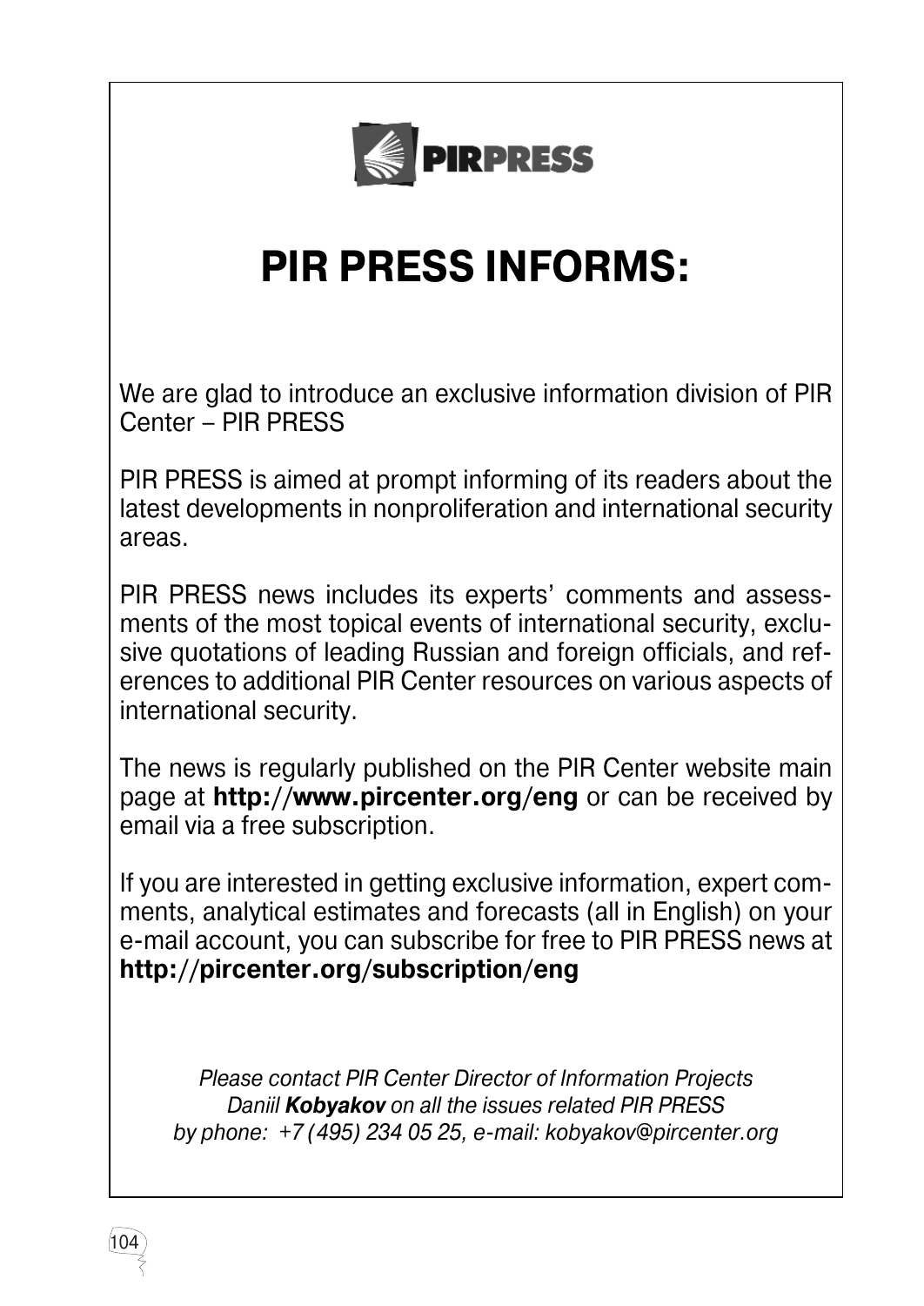PIRPRESS

# PIR PRESS INFORMS:

We are glad to introduce an exclusive information division of PIR Center – PIR PRESS

PIR PRESS is aimed at prompt informing of its readers about the latest developments in nonproliferation and international security areas.

PIR PRESS news includes its experts' comments and assessments of the most topical events of international security, exclusive quotations of leading Russian and foreign officials, and references to additional PIR Center resources on various aspects of international security.

The news is regularly published on the PIR Center website main page at **http://www.pircenter.org/eng** or can be received by email via a free subscription.

If you are interested in getting exclusive information, expert comments, analytical estimates and forecasts (all in English) on your e-mail account, you can subscribe for free to PIR PRESS news at **http://pircenter.org/subscription/eng**

*Please contact PIR Center Director of Information Projects Daniil* ***Kobyakov*** *on all the issues related PIR PRESS by phone: +7 (495) 234 05 25, e-mail: kobyakov@pircenter.org*